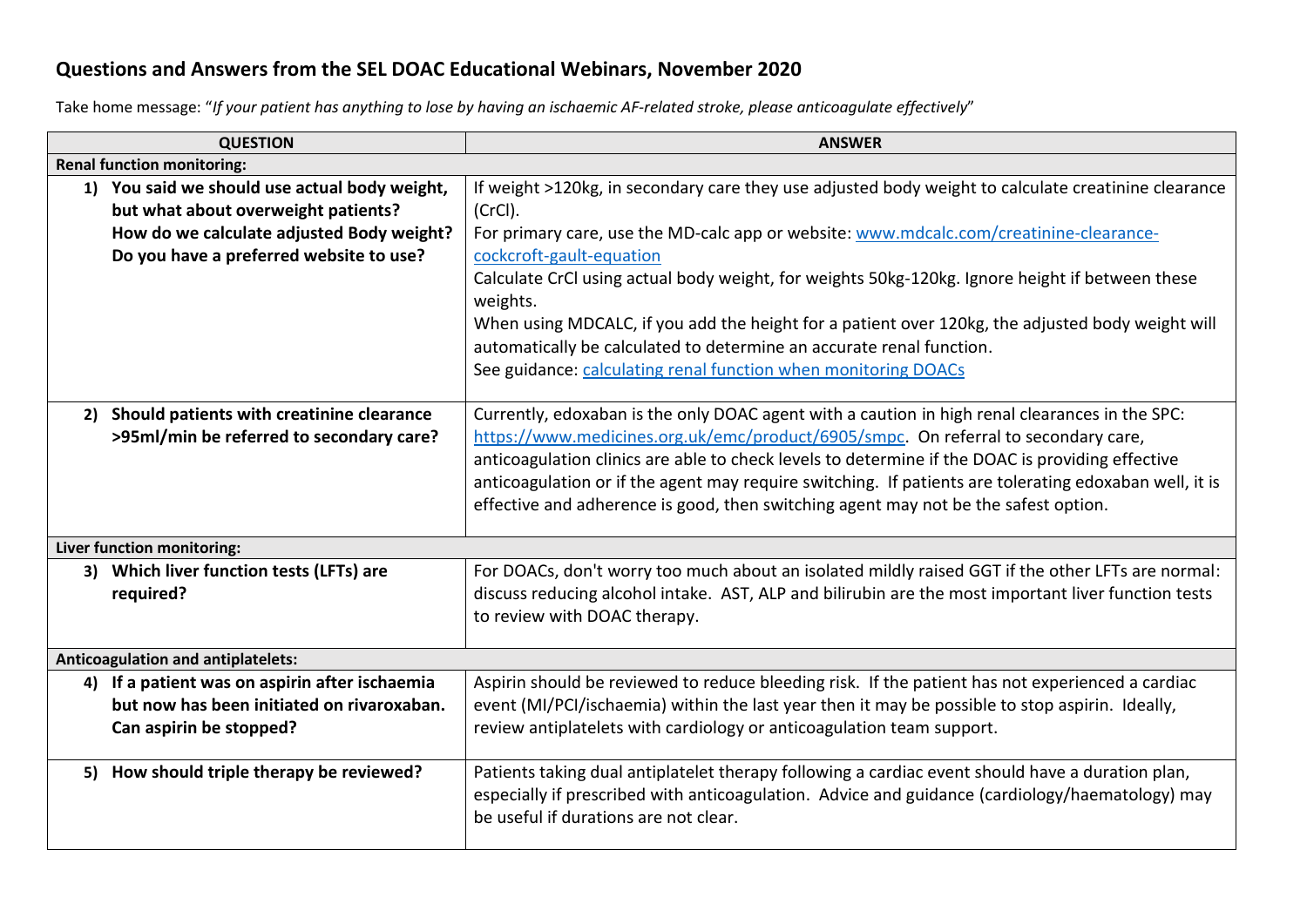## Questions and Answers from the SEL DOAC Educational Webinars, November 2020

Take home message: "*If your patient has anything to lose by having an ischaemic AF-related stroke, please anticoagulate effectively*"

| QUESTION | ANSWER |
|---|---|
| **Renal function monitoring:** | |
| **1) You said we should use actual body weight, but what about overweight patients? How do we calculate adjusted Body weight? Do you have a preferred website to use?** | If weight >120kg, in secondary care they use adjusted body weight to calculate creatinine clearance (CrCl).<br>For primary care, use the MD-calc app or website: www.mdcalc.com/creatinine-clearance-cockcroft-gault-equation<br>Calculate CrCl using actual body weight, for weights 50kg-120kg. Ignore height if between these weights.<br>When using MDCALC, if you add the height for a patient over 120kg, the adjusted body weight will automatically be calculated to determine an accurate renal function.<br>See guidance: calculating renal function when monitoring DOACs |
| **2) Should patients with creatinine clearance >95ml/min be referred to secondary care?** | Currently, edoxaban is the only DOAC agent with a caution in high renal clearances in the SPC: https://www.medicines.org.uk/emc/product/6905/smpc. On referral to secondary care, anticoagulation clinics are able to check levels to determine if the DOAC is providing effective anticoagulation or if the agent may require switching. If patients are tolerating edoxaban well, it is effective and adherence is good, then switching agent may not be the safest option. |
| **Liver function monitoring:** | |
| **3) Which liver function tests (LFTs) are required?** | For DOACs, don't worry too much about an isolated mildly raised GGT if the other LFTs are normal: discuss reducing alcohol intake. AST, ALP and bilirubin are the most important liver function tests to review with DOAC therapy. |
| **Anticoagulation and antiplatelets:** | |
| **4) If a patient was on aspirin after ischaemia but now has been initiated on rivaroxaban. Can aspirin be stopped?** | Aspirin should be reviewed to reduce bleeding risk. If the patient has not experienced a cardiac event (MI/PCI/ischaemia) within the last year then it may be possible to stop aspirin. Ideally, review antiplatelets with cardiology or anticoagulation team support. |
| **5) How should triple therapy be reviewed?** | Patients taking dual antiplatelet therapy following a cardiac event should have a duration plan, especially if prescribed with anticoagulation. Advice and guidance (cardiology/haematology) may be useful if durations are not clear. |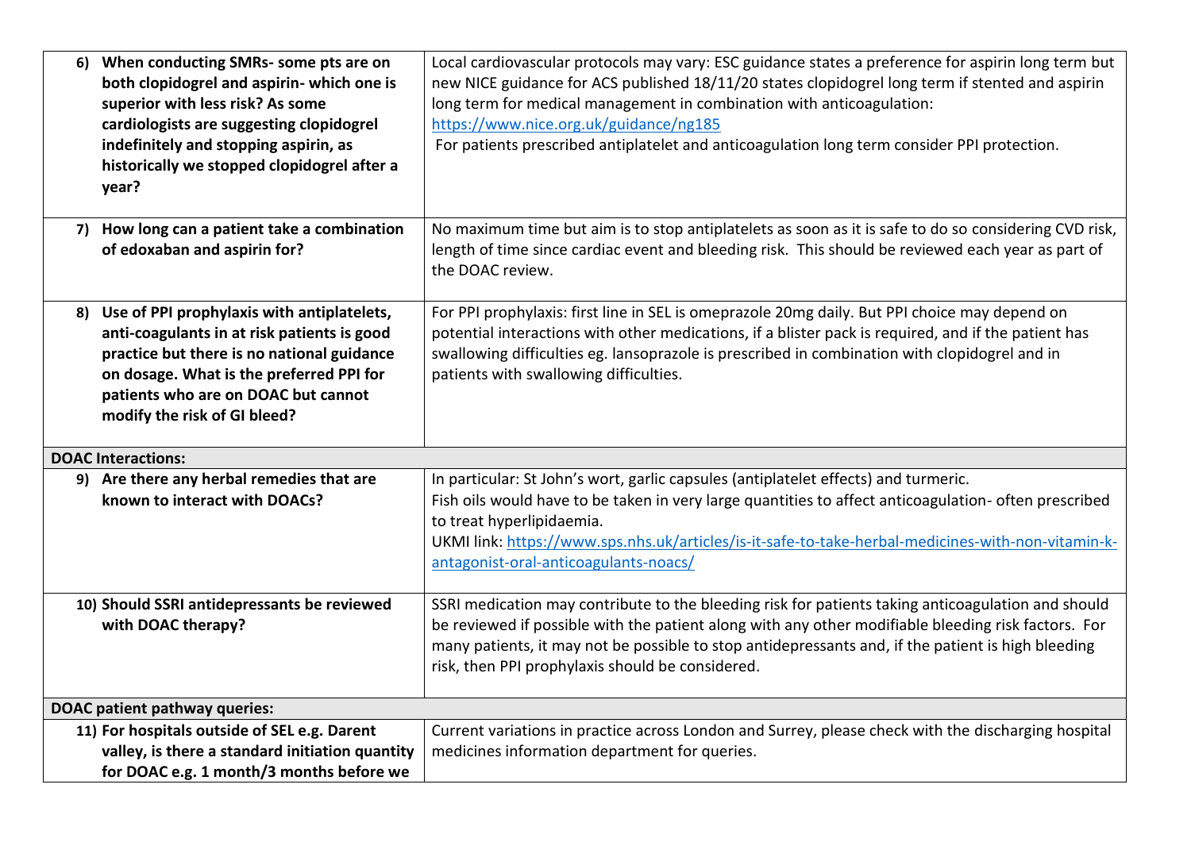| | |
|---|---|
| **6) When conducting SMRs- some pts are on both clopidogrel and aspirin- which one is superior with less risk? As some cardiologists are suggesting clopidogrel indefinitely and stopping aspirin, as historically we stopped clopidogrel after a year?** | Local cardiovascular protocols may vary: ESC guidance states a preference for aspirin long term but new NICE guidance for ACS published 18/11/20 states clopidogrel long term if stented and aspirin long term for medical management in combination with anticoagulation: https://www.nice.org.uk/guidance/ng185<br>For patients prescribed antiplatelet and anticoagulation long term consider PPI protection. |
| **7) How long can a patient take a combination of edoxaban and aspirin for?** | No maximum time but aim is to stop antiplatelets as soon as it is safe to do so considering CVD risk, length of time since cardiac event and bleeding risk. This should be reviewed each year as part of the DOAC review. |
| **8) Use of PPI prophylaxis with antiplatelets, anti-coagulants in at risk patients is good practice but there is no national guidance on dosage. What is the preferred PPI for patients who are on DOAC but cannot modify the risk of GI bleed?** | For PPI prophylaxis: first line in SEL is omeprazole 20mg daily. But PPI choice may depend on potential interactions with other medications, if a blister pack is required, and if the patient has swallowing difficulties eg. lansoprazole is prescribed in combination with clopidogrel and in patients with swallowing difficulties. |
| **DOAC Interactions:** | |
| **9) Are there any herbal remedies that are known to interact with DOACs?** | In particular: St John's wort, garlic capsules (antiplatelet effects) and turmeric.<br>Fish oils would have to be taken in very large quantities to affect anticoagulation- often prescribed to treat hyperlipidaemia.<br>UKMI link: https://www.sps.nhs.uk/articles/is-it-safe-to-take-herbal-medicines-with-non-vitamin-k-antagonist-oral-anticoagulants-noacs/ |
| **10) Should SSRI antidepressants be reviewed with DOAC therapy?** | SSRI medication may contribute to the bleeding risk for patients taking anticoagulation and should be reviewed if possible with the patient along with any other modifiable bleeding risk factors. For many patients, it may not be possible to stop antidepressants and, if the patient is high bleeding risk, then PPI prophylaxis should be considered. |
| **DOAC patient pathway queries:** | |
| **11) For hospitals outside of SEL e.g. Darent valley, is there a standard initiation quantity for DOAC e.g. 1 month/3 months before we** | Current variations in practice across London and Surrey, please check with the discharging hospital medicines information department for queries. |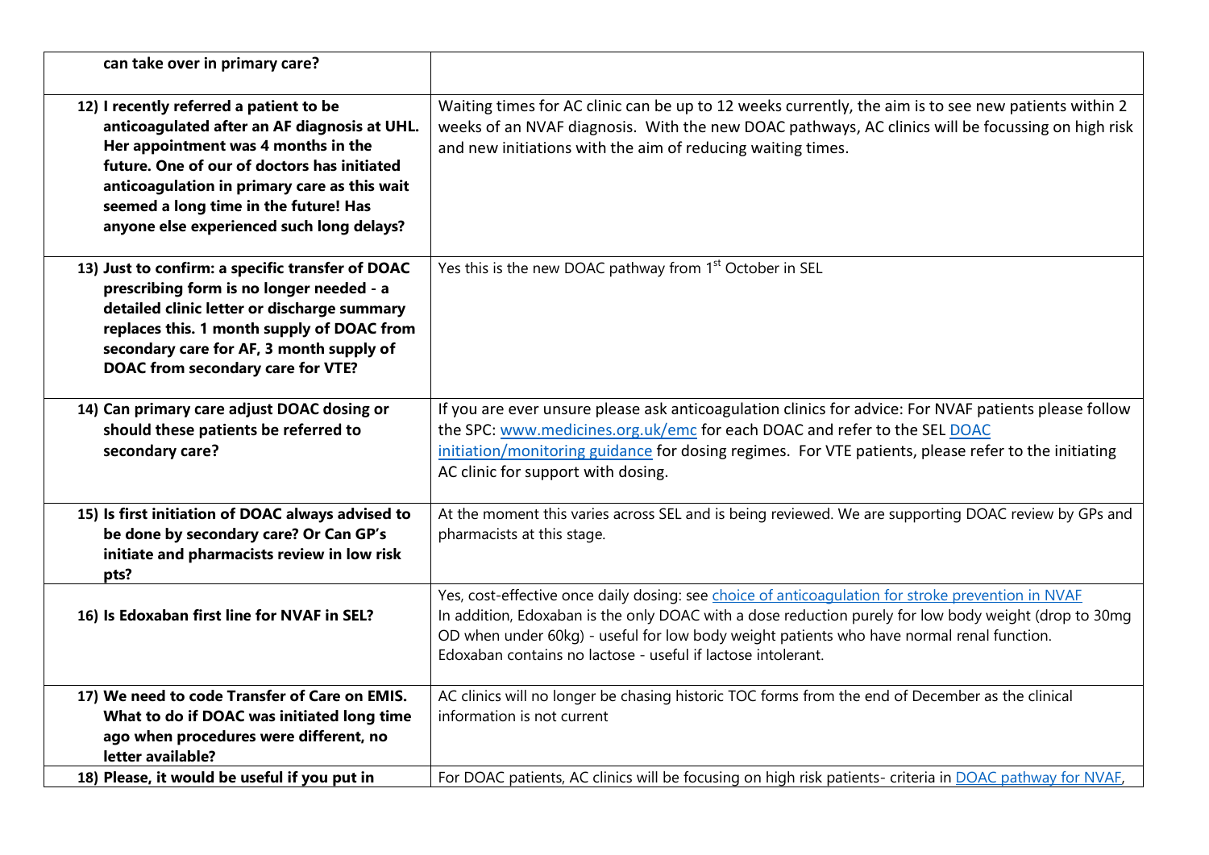| | |
|---|---|
| **can take over in primary care?** | |
| **12) I recently referred a patient to be anticoagulated after an AF diagnosis at UHL. Her appointment was 4 months in the future. One of our of doctors has initiated anticoagulation in primary care as this wait seemed a long time in the future! Has anyone else experienced such long delays?** | Waiting times for AC clinic can be up to 12 weeks currently, the aim is to see new patients within 2 weeks of an NVAF diagnosis. With the new DOAC pathways, AC clinics will be focussing on high risk and new initiations with the aim of reducing waiting times. |
| **13) Just to confirm: a specific transfer of DOAC prescribing form is no longer needed - a detailed clinic letter or discharge summary replaces this. 1 month supply of DOAC from secondary care for AF, 3 month supply of DOAC from secondary care for VTE?** | Yes this is the new DOAC pathway from 1st October in SEL |
| **14) Can primary care adjust DOAC dosing or should these patients be referred to secondary care?** | If you are ever unsure please ask anticoagulation clinics for advice: For NVAF patients please follow the SPC: www.medicines.org.uk/emc for each DOAC and refer to the SEL DOAC initiation/monitoring guidance for dosing regimes. For VTE patients, please refer to the initiating AC clinic for support with dosing. |
| **15) Is first initiation of DOAC always advised to be done by secondary care? Or Can GP's initiate and pharmacists review in low risk pts?** | At the moment this varies across SEL and is being reviewed. We are supporting DOAC review by GPs and pharmacists at this stage. |
| **16) Is Edoxaban first line for NVAF in SEL?** | Yes, cost-effective once daily dosing: see choice of anticoagulation for stroke prevention in NVAF<br>In addition, Edoxaban is the only DOAC with a dose reduction purely for low body weight (drop to 30mg OD when under 60kg) - useful for low body weight patients who have normal renal function.<br>Edoxaban contains no lactose - useful if lactose intolerant. |
| **17) We need to code Transfer of Care on EMIS. What to do if DOAC was initiated long time ago when procedures were different, no letter available?** | AC clinics will no longer be chasing historic TOC forms from the end of December as the clinical information is not current |
| **18) Please, it would be useful if you put in** | For DOAC patients, AC clinics will be focusing on high risk patients- criteria in DOAC pathway for NVAF, |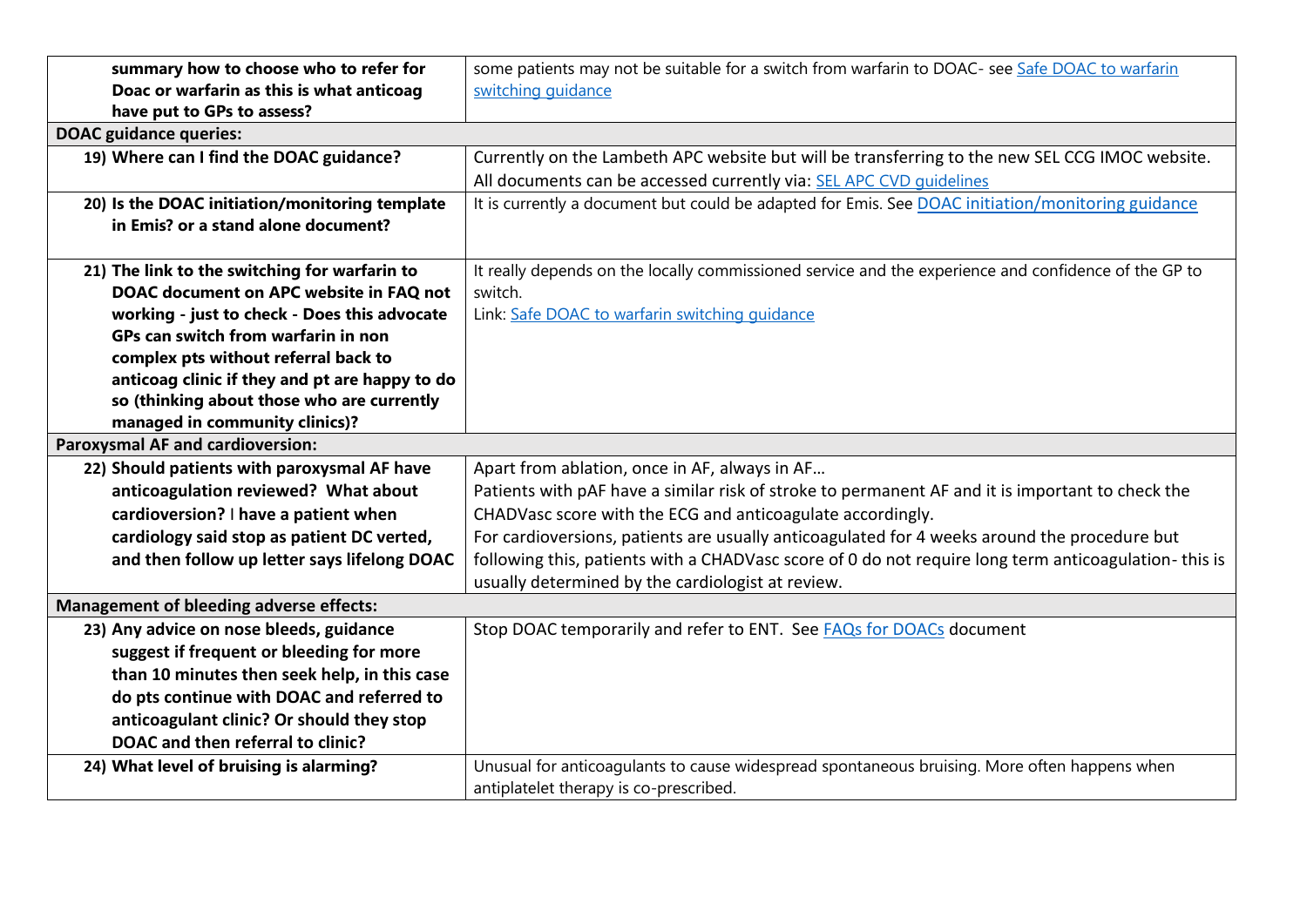| | |
|---|---|
| **summary how to choose who to refer for Doac or warfarin as this is what anticoag have put to GPs to assess?** | some patients may not be suitable for a switch from warfarin to DOAC- see [Safe DOAC to warfarin switching guidance]() |
| **DOAC guidance queries:** | |
| **19) Where can I find the DOAC guidance?** | Currently on the Lambeth APC website but will be transferring to the new SEL CCG IMOC website. All documents can be accessed currently via: [SEL APC CVD guidelines]() |
| **20) Is the DOAC initiation/monitoring template in Emis? or a stand alone document?** | It is currently a document but could be adapted for Emis. See [DOAC initiation/monitoring guidance]() |
| **21) The link to the switching for warfarin to DOAC document on APC website in FAQ not working - just to check - Does this advocate GPs can switch from warfarin in non complex pts without referral back to anticoag clinic if they and pt are happy to do so (thinking about those who are currently managed in community clinics)?** | It really depends on the locally commissioned service and the experience and confidence of the GP to switch.<br>Link: [Safe DOAC to warfarin switching guidance]() |
| **Paroxysmal AF and cardioversion:** | |
| **22) Should patients with paroxysmal AF have anticoagulation reviewed? What about cardioversion? I have a patient when cardiology said stop as patient DC verted, and then follow up letter says lifelong DOAC** | Apart from ablation, once in AF, always in AF…<br>Patients with pAF have a similar risk of stroke to permanent AF and it is important to check the CHADVasc score with the ECG and anticoagulate accordingly.<br>For cardioversions, patients are usually anticoagulated for 4 weeks around the procedure but following this, patients with a CHADVasc score of 0 do not require long term anticoagulation- this is usually determined by the cardiologist at review. |
| **Management of bleeding adverse effects:** | |
| **23) Any advice on nose bleeds, guidance suggest if frequent or bleeding for more than 10 minutes then seek help, in this case do pts continue with DOAC and referred to anticoagulant clinic? Or should they stop DOAC and then referral to clinic?** | Stop DOAC temporarily and refer to ENT. See [FAQs for DOACs]() document |
| **24) What level of bruising is alarming?** | Unusual for anticoagulants to cause widespread spontaneous bruising. More often happens when antiplatelet therapy is co-prescribed. |